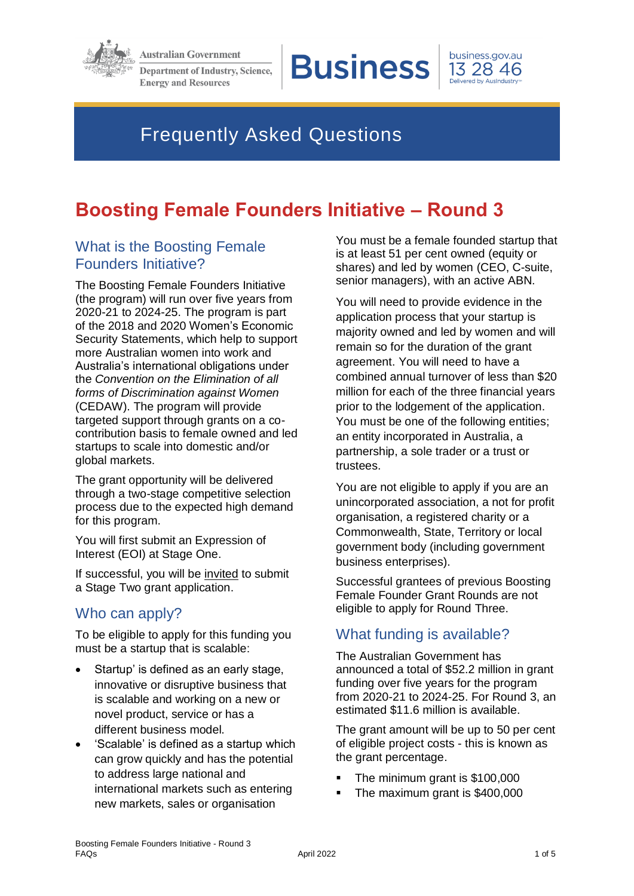Australian Government
Department of Industry, Science, Energy and Resources

**Business** business.gov.au 13 28 46 Delivered by AusIndustry

# Frequently Asked Questions

# Boosting Female Founders Initiative – Round 3

## What is the Boosting Female Founders Initiative?

The Boosting Female Founders Initiative (the program) will run over five years from 2020-21 to 2024-25. The program is part of the 2018 and 2020 Women's Economic Security Statements, which help to support more Australian women into work and Australia's international obligations under the *Convention on the Elimination of all forms of Discrimination against Women* (CEDAW). The program will provide targeted support through grants on a co-contribution basis to female owned and led startups to scale into domestic and/or global markets.

The grant opportunity will be delivered through a two-stage competitive selection process due to the expected high demand for this program.

You will first submit an Expression of Interest (EOI) at Stage One.

If successful, you will be invited to submit a Stage Two grant application.

## Who can apply?

To be eligible to apply for this funding you must be a startup that is scalable:

- Startup' is defined as an early stage, innovative or disruptive business that is scalable and working on a new or novel product, service or has a different business model.
- 'Scalable' is defined as a startup which can grow quickly and has the potential to address large national and international markets such as entering new markets, sales or organisation

You must be a female founded startup that is at least 51 per cent owned (equity or shares) and led by women (CEO, C-suite, senior managers), with an active ABN.

You will need to provide evidence in the application process that your startup is majority owned and led by women and will remain so for the duration of the grant agreement. You will need to have a combined annual turnover of less than $20 million for each of the three financial years prior to the lodgement of the application. You must be one of the following entities; an entity incorporated in Australia, a partnership, a sole trader or a trust or trustees.

You are not eligible to apply if you are an unincorporated association, a not for profit organisation, a registered charity or a Commonwealth, State, Territory or local government body (including government business enterprises).

Successful grantees of previous Boosting Female Founder Grant Rounds are not eligible to apply for Round Three.

## What funding is available?

The Australian Government has announced a total of $52.2 million in grant funding over five years for the program from 2020-21 to 2024-25. For Round 3, an estimated $11.6 million is available.

The grant amount will be up to 50 per cent of eligible project costs - this is known as the grant percentage.

- The minimum grant is $100,000
- The maximum grant is $400,000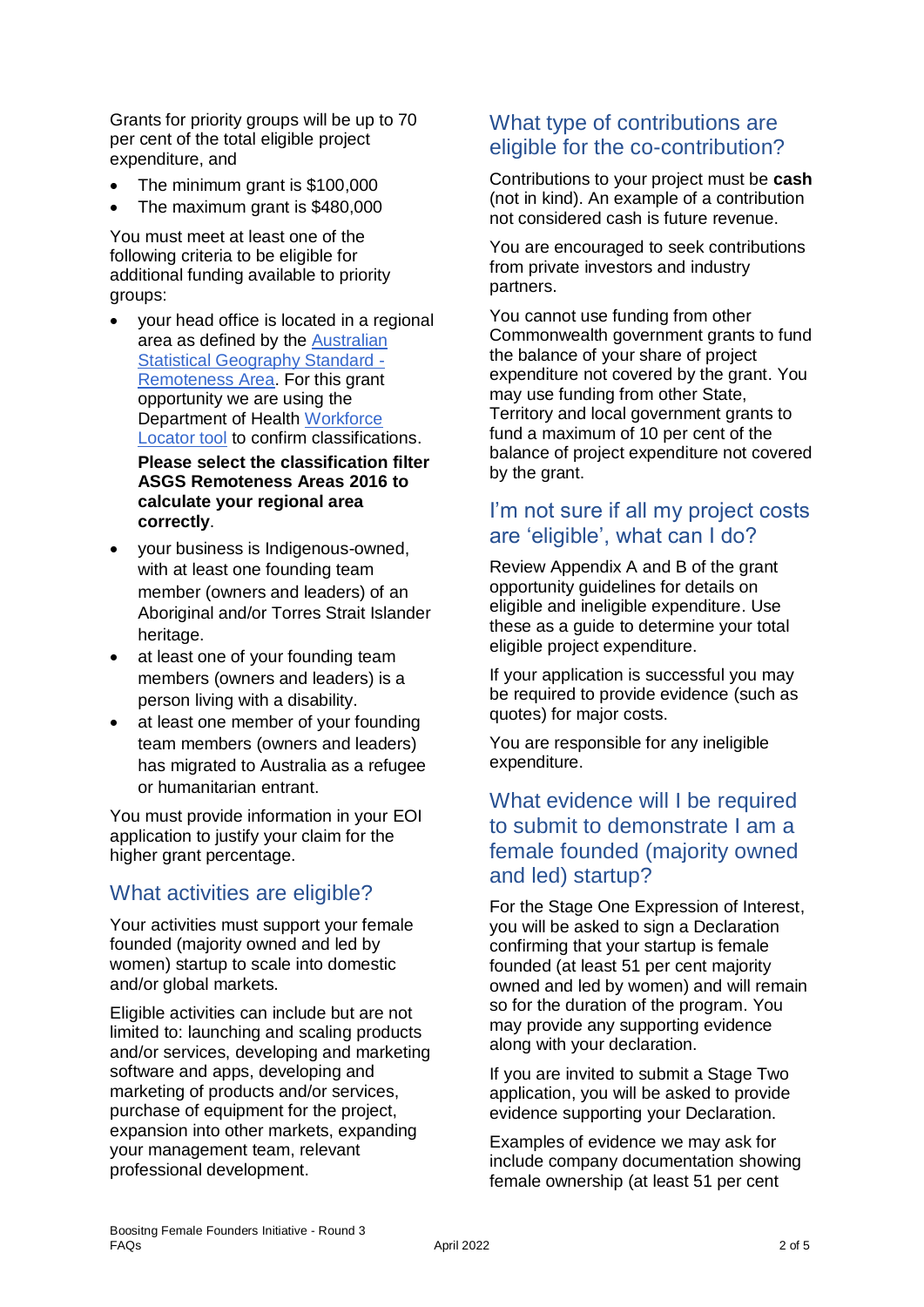Grants for priority groups will be up to 70 per cent of the total eligible project expenditure, and

- The minimum grant is $100,000
- The maximum grant is $480,000

You must meet at least one of the following criteria to be eligible for additional funding available to priority groups:

- your head office is located in a regional area as defined by the [Australian Statistical Geography Standard - Remoteness Area](). For this grant opportunity we are using the Department of Health [Workforce Locator tool]() to confirm classifications.

  **Please select the classification filter ASGS Remoteness Areas 2016 to calculate your regional area correctly**.
- your business is Indigenous-owned, with at least one founding team member (owners and leaders) of an Aboriginal and/or Torres Strait Islander heritage.
- at least one of your founding team members (owners and leaders) is a person living with a disability.
- at least one member of your founding team members (owners and leaders) has migrated to Australia as a refugee or humanitarian entrant.

You must provide information in your EOI application to justify your claim for the higher grant percentage.

## What activities are eligible?

Your activities must support your female founded (majority owned and led by women) startup to scale into domestic and/or global markets.

Eligible activities can include but are not limited to: launching and scaling products and/or services, developing and marketing software and apps, developing and marketing of products and/or services, purchase of equipment for the project, expansion into other markets, expanding your management team, relevant professional development.

## What type of contributions are eligible for the co-contribution?

Contributions to your project must be **cash** (not in kind). An example of a contribution not considered cash is future revenue.

You are encouraged to seek contributions from private investors and industry partners.

You cannot use funding from other Commonwealth government grants to fund the balance of your share of project expenditure not covered by the grant. You may use funding from other State, Territory and local government grants to fund a maximum of 10 per cent of the balance of project expenditure not covered by the grant.

## I'm not sure if all my project costs are 'eligible', what can I do?

Review Appendix A and B of the grant opportunity guidelines for details on eligible and ineligible expenditure. Use these as a guide to determine your total eligible project expenditure.

If your application is successful you may be required to provide evidence (such as quotes) for major costs.

You are responsible for any ineligible expenditure.

## What evidence will I be required to submit to demonstrate I am a female founded (majority owned and led) startup?

For the Stage One Expression of Interest, you will be asked to sign a Declaration confirming that your startup is female founded (at least 51 per cent majority owned and led by women) and will remain so for the duration of the program. You may provide any supporting evidence along with your declaration.

If you are invited to submit a Stage Two application, you will be asked to provide evidence supporting your Declaration.

Examples of evidence we may ask for include company documentation showing female ownership (at least 51 per cent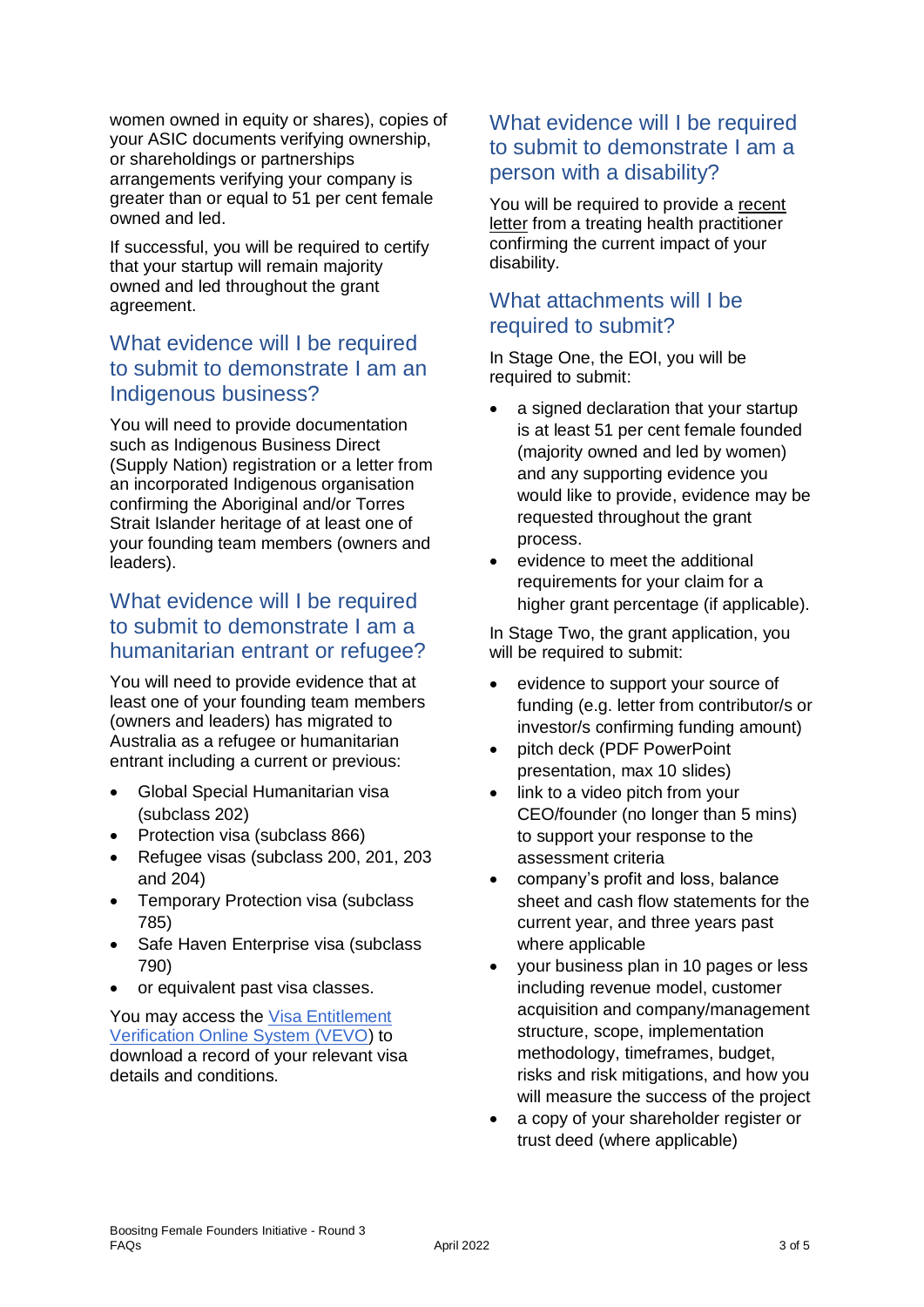women owned in equity or shares), copies of your ASIC documents verifying ownership, or shareholdings or partnerships arrangements verifying your company is greater than or equal to 51 per cent female owned and led.

If successful, you will be required to certify that your startup will remain majority owned and led throughout the grant agreement.

## What evidence will I be required to submit to demonstrate I am an Indigenous business?

You will need to provide documentation such as Indigenous Business Direct (Supply Nation) registration or a letter from an incorporated Indigenous organisation confirming the Aboriginal and/or Torres Strait Islander heritage of at least one of your founding team members (owners and leaders).

## What evidence will I be required to submit to demonstrate I am a humanitarian entrant or refugee?

You will need to provide evidence that at least one of your founding team members (owners and leaders) has migrated to Australia as a refugee or humanitarian entrant including a current or previous:

- Global Special Humanitarian visa (subclass 202)
- Protection visa (subclass 866)
- Refugee visas (subclass 200, 201, 203 and 204)
- Temporary Protection visa (subclass 785)
- Safe Haven Enterprise visa (subclass 790)
- or equivalent past visa classes.

You may access the [Visa Entitlement Verification Online System (VEVO)] to download a record of your relevant visa details and conditions.

## What evidence will I be required to submit to demonstrate I am a person with a disability?

You will be required to provide a recent letter from a treating health practitioner confirming the current impact of your disability.

## What attachments will I be required to submit?

In Stage One, the EOI, you will be required to submit:

- a signed declaration that your startup is at least 51 per cent female founded (majority owned and led by women) and any supporting evidence you would like to provide, evidence may be requested throughout the grant process.
- evidence to meet the additional requirements for your claim for a higher grant percentage (if applicable).

In Stage Two, the grant application, you will be required to submit:

- evidence to support your source of funding (e.g. letter from contributor/s or investor/s confirming funding amount)
- pitch deck (PDF PowerPoint presentation, max 10 slides)
- link to a video pitch from your CEO/founder (no longer than 5 mins) to support your response to the assessment criteria
- company's profit and loss, balance sheet and cash flow statements for the current year, and three years past where applicable
- your business plan in 10 pages or less including revenue model, customer acquisition and company/management structure, scope, implementation methodology, timeframes, budget, risks and risk mitigations, and how you will measure the success of the project
- a copy of your shareholder register or trust deed (where applicable)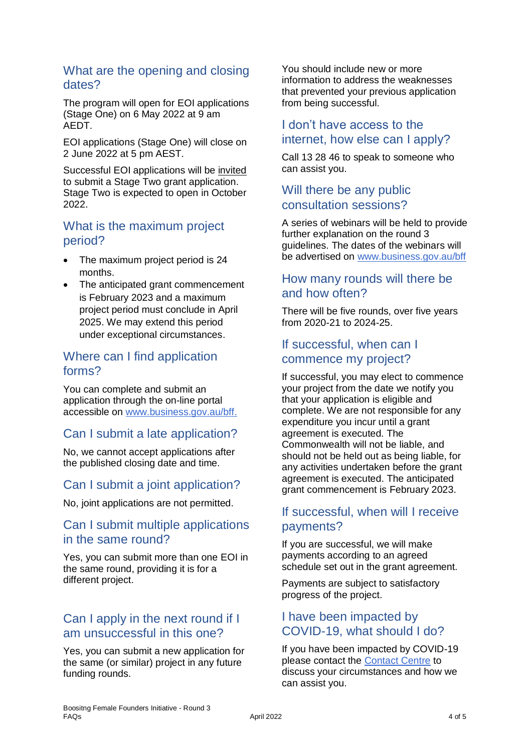## What are the opening and closing dates?

The program will open for EOI applications (Stage One) on 6 May 2022 at 9 am AEDT.

EOI applications (Stage One) will close on 2 June 2022 at 5 pm AEST.

Successful EOI applications will be invited to submit a Stage Two grant application. Stage Two is expected to open in October 2022.

## What is the maximum project period?

- The maximum project period is 24 months.
- The anticipated grant commencement is February 2023 and a maximum project period must conclude in April 2025. We may extend this period under exceptional circumstances.

## Where can I find application forms?

You can complete and submit an application through the on-line portal accessible on [www.business.gov.au/bff.](www.business.gov.au/bff)

## Can I submit a late application?

No, we cannot accept applications after the published closing date and time.

## Can I submit a joint application?

No, joint applications are not permitted.

## Can I submit multiple applications in the same round?

Yes, you can submit more than one EOI in the same round, providing it is for a different project.

## Can I apply in the next round if I am unsuccessful in this one?

Yes, you can submit a new application for the same (or similar) project in any future funding rounds.

You should include new or more information to address the weaknesses that prevented your previous application from being successful.

## I don't have access to the internet, how else can I apply?

Call 13 28 46 to speak to someone who can assist you.

## Will there be any public consultation sessions?

A series of webinars will be held to provide further explanation on the round 3 guidelines. The dates of the webinars will be advertised on [www.business.gov.au/bff](www.business.gov.au/bff)

## How many rounds will there be and how often?

There will be five rounds, over five years from 2020-21 to 2024-25.

## If successful, when can I commence my project?

If successful, you may elect to commence your project from the date we notify you that your application is eligible and complete. We are not responsible for any expenditure you incur until a grant agreement is executed. The Commonwealth will not be liable, and should not be held out as being liable, for any activities undertaken before the grant agreement is executed. The anticipated grant commencement is February 2023.

## If successful, when will I receive payments?

If you are successful, we will make payments according to an agreed schedule set out in the grant agreement.

Payments are subject to satisfactory progress of the project.

## I have been impacted by COVID-19, what should I do?

If you have been impacted by COVID-19 please contact the Contact Centre to discuss your circumstances and how we can assist you.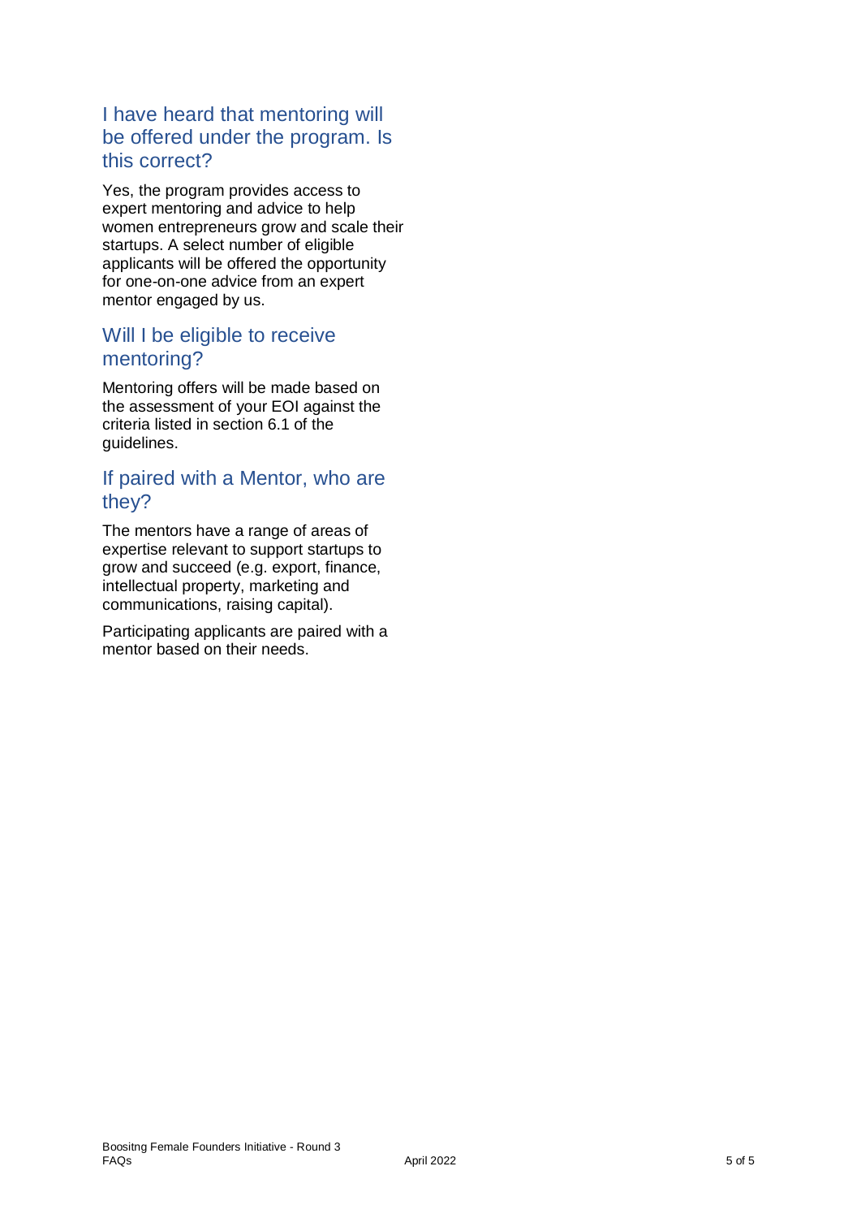## I have heard that mentoring will be offered under the program. Is this correct?

Yes, the program provides access to expert mentoring and advice to help women entrepreneurs grow and scale their startups. A select number of eligible applicants will be offered the opportunity for one-on-one advice from an expert mentor engaged by us.

## Will I be eligible to receive mentoring?

Mentoring offers will be made based on the assessment of your EOI against the criteria listed in section 6.1 of the guidelines.

## If paired with a Mentor, who are they?

The mentors have a range of areas of expertise relevant to support startups to grow and succeed (e.g. export, finance, intellectual property, marketing and communications, raising capital).

Participating applicants are paired with a mentor based on their needs.